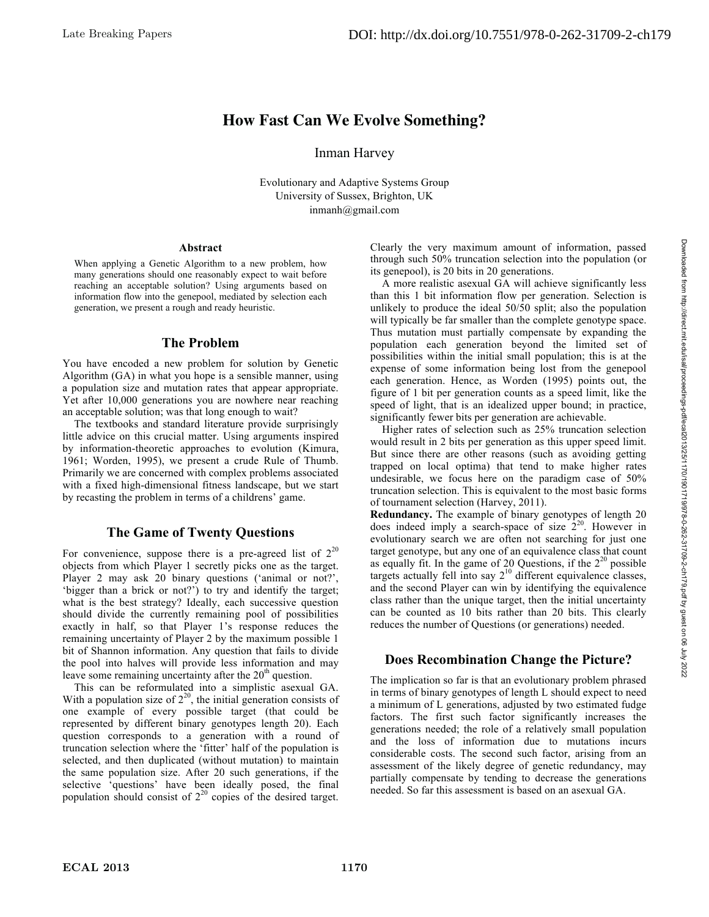# How Fast Can We Evolve Something?

Inman Harvey

Evolutionary and Adaptive Systems Group
University of Sussex, Brighton, UK
inmanh@gmail.com

### Abstract

When applying a Genetic Algorithm to a new problem, how many generations should one reasonably expect to wait before reaching an acceptable solution? Using arguments based on information flow into the genepool, mediated by selection each generation, we present a rough and ready heuristic.

## The Problem

You have encoded a new problem for solution by Genetic Algorithm (GA) in what you hope is a sensible manner, using a population size and mutation rates that appear appropriate. Yet after 10,000 generations you are nowhere near reaching an acceptable solution; was that long enough to wait?

The textbooks and standard literature provide surprisingly little advice on this crucial matter. Using arguments inspired by information-theoretic approaches to evolution (Kimura, 1961; Worden, 1995), we present a crude Rule of Thumb. Primarily we are concerned with complex problems associated with a fixed high-dimensional fitness landscape, but we start by recasting the problem in terms of a childrens' game.

## The Game of Twenty Questions

For convenience, suppose there is a pre-agreed list of $2^{20}$ objects from which Player 1 secretly picks one as the target. Player 2 may ask 20 binary questions ('animal or not?', 'bigger than a brick or not?') to try and identify the target; what is the best strategy? Ideally, each successive question should divide the currently remaining pool of possibilities exactly in half, so that Player 1's response reduces the remaining uncertainty of Player 2 by the maximum possible 1 bit of Shannon information. Any question that fails to divide the pool into halves will provide less information and may leave some remaining uncertainty after the 20th question.

This can be reformulated into a simplistic asexual GA. With a population size of $2^{20}$, the initial generation consists of one example of every possible target (that could be represented by different binary genotypes length 20). Each question corresponds to a generation with a round of truncation selection where the 'fitter' half of the population is selected, and then duplicated (without mutation) to maintain the same population size. After 20 such generations, if the selective 'questions' have been ideally posed, the final population should consist of $2^{20}$ copies of the desired target. Clearly the very maximum amount of information, passed through such 50% truncation selection into the population (or its genepool), is 20 bits in 20 generations.

A more realistic asexual GA will achieve significantly less than this 1 bit information flow per generation. Selection is unlikely to produce the ideal 50/50 split; also the population will typically be far smaller than the complete genotype space. Thus mutation must partially compensate by expanding the population each generation beyond the limited set of possibilities within the initial small population; this is at the expense of some information being lost from the genepool each generation. Hence, as Worden (1995) points out, the figure of 1 bit per generation counts as a speed limit, like the speed of light, that is an idealized upper bound; in practice, significantly fewer bits per generation are achievable.

Higher rates of selection such as 25% truncation selection would result in 2 bits per generation as this upper speed limit. But since there are other reasons (such as avoiding getting trapped on local optima) that tend to make higher rates undesirable, we focus here on the paradigm case of 50% truncation selection. This is equivalent to the most basic forms of tournament selection (Harvey, 2011).

**Redundancy.** The example of binary genotypes of length 20 does indeed imply a search-space of size $2^{20}$. However in evolutionary search we are often not searching for just one target genotype, but any one of an equivalence class that count as equally fit. In the game of 20 Questions, if the $2^{20}$ possible targets actually fell into say $2^{10}$ different equivalence classes, and the second Player can win by identifying the equivalence class rather than the unique target, then the initial uncertainty can be counted as 10 bits rather than 20 bits. This clearly reduces the number of Questions (or generations) needed.

## Does Recombination Change the Picture?

The implication so far is that an evolutionary problem phrased in terms of binary genotypes of length L should expect to need a minimum of L generations, adjusted by two estimated fudge factors. The first such factor significantly increases the generations needed; the role of a relatively small population and the loss of information due to mutations incurs considerable costs. The second such factor, arising from an assessment of the likely degree of genetic redundancy, may partially compensate by tending to decrease the generations needed. So far this assessment is based on an asexual GA.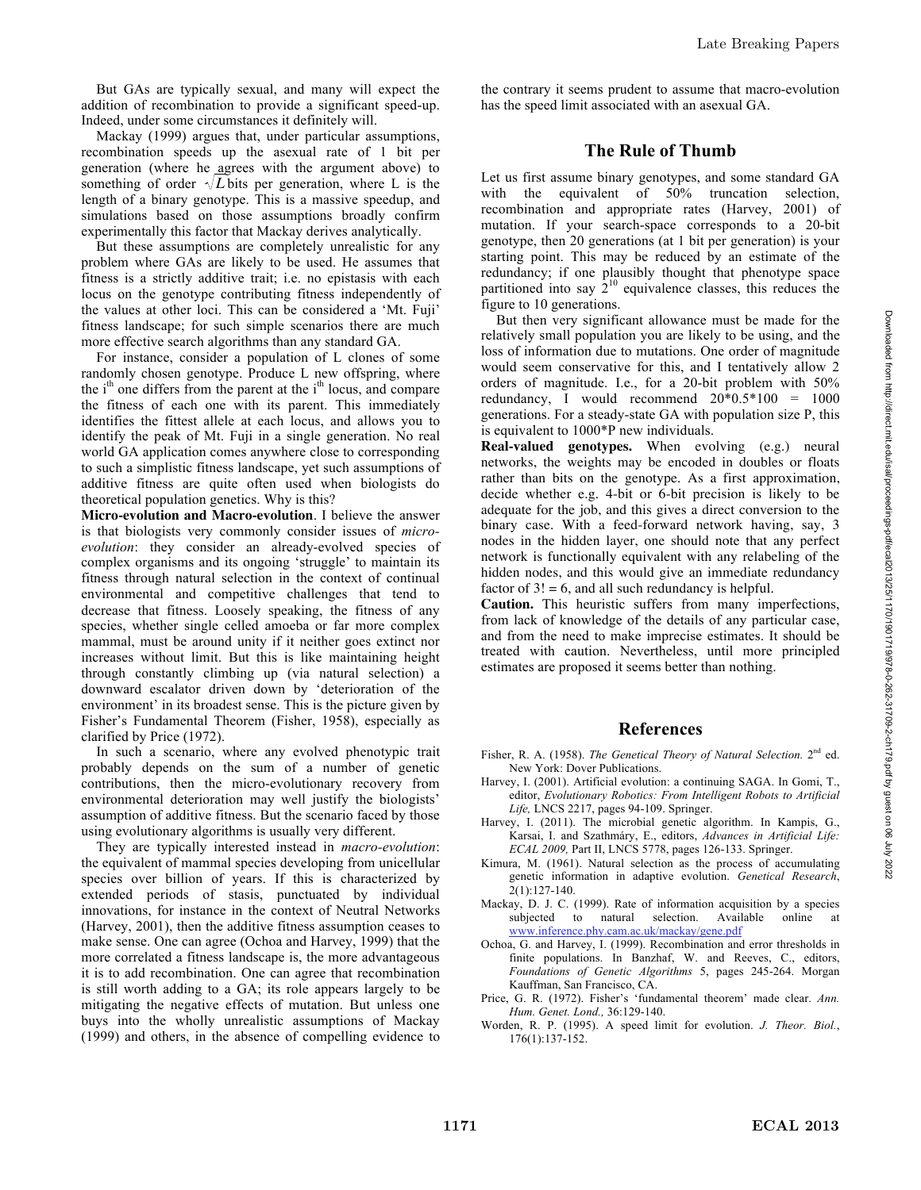But GAs are typically sexual, and many will expect the addition of recombination to provide a significant speed-up. Indeed, under some circumstances it definitely will.

Mackay (1999) argues that, under particular assumptions, recombination speeds up the asexual rate of 1 bit per generation (where he agrees with the argument above) to something of order $\sqrt{L}$ bits per generation, where L is the length of a binary genotype. This is a massive speedup, and simulations based on those assumptions broadly confirm experimentally this factor that Mackay derives analytically.

But these assumptions are completely unrealistic for any problem where GAs are likely to be used. He assumes that fitness is a strictly additive trait; i.e. no epistasis with each locus on the genotype contributing fitness independently of the values at other loci. This can be considered a 'Mt. Fuji' fitness landscape; for such simple scenarios there are much more effective search algorithms than any standard GA.

For instance, consider a population of L clones of some randomly chosen genotype. Produce L new offspring, where the $i^{th}$ one differs from the parent at the $i^{th}$ locus, and compare the fitness of each one with its parent. This immediately identifies the fittest allele at each locus, and allows you to identify the peak of Mt. Fuji in a single generation. No real world GA application comes anywhere close to corresponding to such a simplistic fitness landscape, yet such assumptions of additive fitness are quite often used when biologists do theoretical population genetics. Why is this?

**Micro-evolution and Macro-evolution**. I believe the answer is that biologists very commonly consider issues of *micro-evolution*: they consider an already-evolved species of complex organisms and its ongoing 'struggle' to maintain its fitness through natural selection in the context of continual environmental and competitive challenges that tend to decrease that fitness. Loosely speaking, the fitness of any species, whether single celled amoeba or far more complex mammal, must be around unity if it neither goes extinct nor increases without limit. But this is like maintaining height through constantly climbing up (via natural selection) a downward escalator driven down by 'deterioration of the environment' in its broadest sense. This is the picture given by Fisher's Fundamental Theorem (Fisher, 1958), especially as clarified by Price (1972).

In such a scenario, where any evolved phenotypic trait probably depends on the sum of a number of genetic contributions, then the micro-evolutionary recovery from environmental deterioration may well justify the biologists' assumption of additive fitness. But the scenario faced by those using evolutionary algorithms is usually very different.

They are typically interested instead in *macro-evolution*: the equivalent of mammal species developing from unicellular species over billion of years. If this is characterized by extended periods of stasis, punctuated by individual innovations, for instance in the context of Neutral Networks (Harvey, 2001), then the additive fitness assumption ceases to make sense. One can agree (Ochoa and Harvey, 1999) that the more correlated a fitness landscape is, the more advantageous it is to add recombination. One can agree that recombination is still worth adding to a GA; its role appears largely to be mitigating the negative effects of mutation. But unless one buys into the wholly unrealistic assumptions of Mackay (1999) and others, in the absence of compelling evidence to the contrary it seems prudent to assume that macro-evolution has the speed limit associated with an asexual GA.

## The Rule of Thumb

Let us first assume binary genotypes, and some standard GA with the equivalent of 50% truncation selection, recombination and appropriate rates (Harvey, 2001) of mutation. If your search-space corresponds to a 20-bit genotype, then 20 generations (at 1 bit per generation) is your starting point. This may be reduced by an estimate of the redundancy; if one plausibly thought that phenotype space partitioned into say $2^{10}$ equivalence classes, this reduces the figure to 10 generations.

But then very significant allowance must be made for the relatively small population you are likely to be using, and the loss of information due to mutations. One order of magnitude would seem conservative for this, and I tentatively allow 2 orders of magnitude. I.e., for a 20-bit problem with 50% redundancy, I would recommend 20\*0.5\*100 = 1000 generations. For a steady-state GA with population size P, this is equivalent to 1000\*P new individuals.

**Real-valued genotypes.** When evolving (e.g.) neural networks, the weights may be encoded in doubles or floats rather than bits on the genotype. As a first approximation, decide whether e.g. 4-bit or 6-bit precision is likely to be adequate for the job, and this gives a direct conversion to the binary case. With a feed-forward network having, say, 3 nodes in the hidden layer, one should note that any perfect network is functionally equivalent with any relabeling of the hidden nodes, and this would give an immediate redundancy factor of $3! = 6$, and all such redundancy is helpful.

**Caution.** This heuristic suffers from many imperfections, from lack of knowledge of the details of any particular case, and from the need to make imprecise estimates. It should be treated with caution. Nevertheless, until more principled estimates are proposed it seems better than nothing.

## References

Fisher, R. A. (1958). *The Genetical Theory of Natural Selection.* 2nd ed. New York: Dover Publications.

Harvey, I. (2001). Artificial evolution: a continuing SAGA. In Gomi, T., editor, *Evolutionary Robotics: From Intelligent Robots to Artificial Life,* LNCS 2217, pages 94-109. Springer.

Harvey, I. (2011). The microbial genetic algorithm. In Kampis, G., Karsai, I. and Szathmáry, E., editors, *Advances in Artificial Life: ECAL 2009,* Part II, LNCS 5778, pages 126-133. Springer.

Kimura, M. (1961). Natural selection as the process of accumulating genetic information in adaptive evolution. *Genetical Research*, 2(1):127-140.

Mackay, D. J. C. (1999). Rate of information acquisition by a species subjected to natural selection. Available online at www.inference.phy.cam.ac.uk/mackay/gene.pdf

Ochoa, G. and Harvey, I. (1999). Recombination and error thresholds in finite populations. In Banzhaf, W. and Reeves, C., editors, *Foundations of Genetic Algorithms* 5, pages 245-264. Morgan Kauffman, San Francisco, CA.

Price, G. R. (1972). Fisher's 'fundamental theorem' made clear. *Ann. Hum. Genet. Lond.,* 36:129-140.

Worden, R. P. (1995). A speed limit for evolution. *J. Theor. Biol.*, 176(1):137-152.